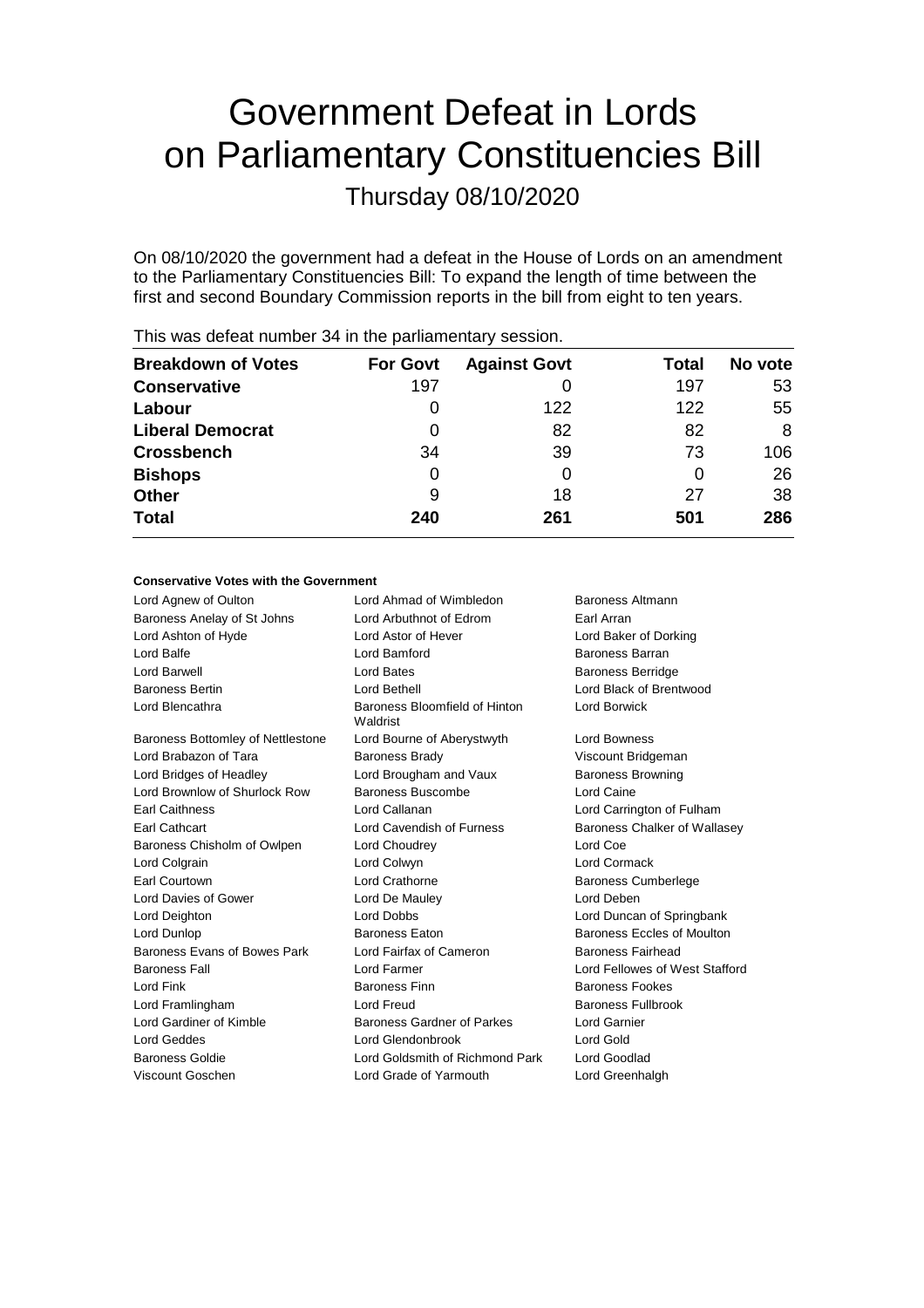# Government Defeat in Lords on Parliamentary Constituencies Bill

Thursday 08/10/2020

On 08/10/2020 the government had a defeat in the House of Lords on an amendment to the Parliamentary Constituencies Bill: To expand the length of time between the first and second Boundary Commission reports in the bill from eight to ten years.

This was defeat number 34 in the parliamentary session.

| Breakdown of Votes | For Govt | Against Govt | Total | No vote |
|---|---|---|---|---|
| **Conservative** | 197 | 0 | 197 | 53 |
| **Labour** | 0 | 122 | 122 | 55 |
| **Liberal Democrat** | 0 | 82 | 82 | 8 |
| **Crossbench** | 34 | 39 | 73 | 106 |
| **Bishops** | 0 | 0 | 0 | 26 |
| **Other** | 9 | 18 | 27 | 38 |
| **Total** | **240** | **261** | **501** | **286** |

**Conservative Votes with the Government**

| | | |
|---|---|---|
| Lord Agnew of Oulton | Lord Ahmad of Wimbledon | Baroness Altmann |
| Baroness Anelay of St Johns | Lord Arbuthnot of Edrom | Earl Arran |
| Lord Ashton of Hyde | Lord Astor of Hever | Lord Baker of Dorking |
| Lord Balfe | Lord Bamford | Baroness Barran |
| Lord Barwell | Lord Bates | Baroness Berridge |
| Baroness Bertin | Lord Bethell | Lord Black of Brentwood |
| Lord Blencathra | Baroness Bloomfield of Hinton Waldrist | Lord Borwick |
| Baroness Bottomley of Nettlestone | Lord Bourne of Aberystwyth | Lord Bowness |
| Lord Brabazon of Tara | Baroness Brady | Viscount Bridgeman |
| Lord Bridges of Headley | Lord Brougham and Vaux | Baroness Browning |
| Lord Brownlow of Shurlock Row | Baroness Buscombe | Lord Caine |
| Earl Caithness | Lord Callanan | Lord Carrington of Fulham |
| Earl Cathcart | Lord Cavendish of Furness | Baroness Chalker of Wallasey |
| Baroness Chisholm of Owlpen | Lord Choudrey | Lord Coe |
| Lord Colgrain | Lord Colwyn | Lord Cormack |
| Earl Courtown | Lord Crathorne | Baroness Cumberlege |
| Lord Davies of Gower | Lord De Mauley | Lord Deben |
| Lord Deighton | Lord Dobbs | Lord Duncan of Springbank |
| Lord Dunlop | Baroness Eaton | Baroness Eccles of Moulton |
| Baroness Evans of Bowes Park | Lord Fairfax of Cameron | Baroness Fairhead |
| Baroness Fall | Lord Farmer | Lord Fellowes of West Stafford |
| Lord Fink | Baroness Finn | Baroness Fookes |
| Lord Framlingham | Lord Freud | Baroness Fullbrook |
| Lord Gardiner of Kimble | Baroness Gardner of Parkes | Lord Garnier |
| Lord Geddes | Lord Glendonbrook | Lord Gold |
| Baroness Goldie | Lord Goldsmith of Richmond Park | Lord Goodlad |
| Viscount Goschen | Lord Grade of Yarmouth | Lord Greenhalgh |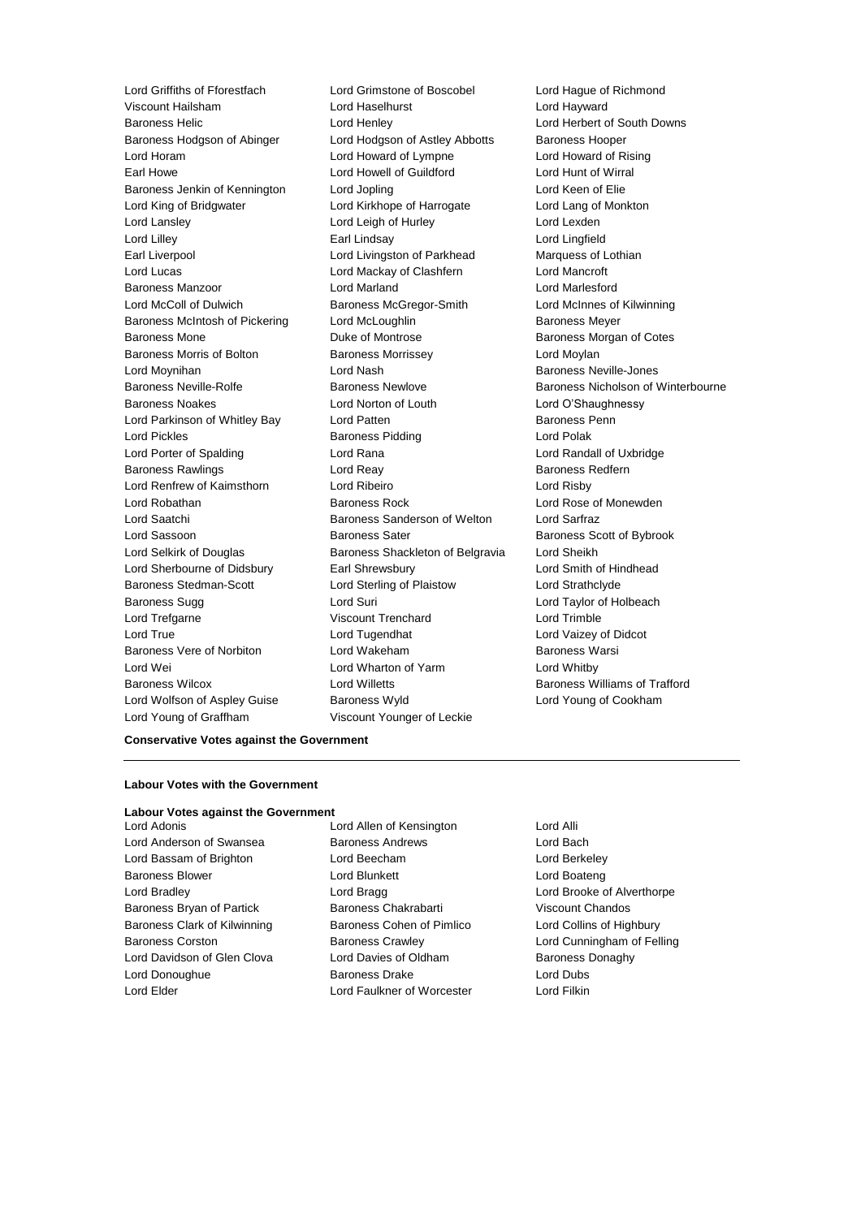Lord Griffiths of Fforestfach
Lord Grimstone of Boscobel
Lord Hague of Richmond
Viscount Hailsham
Lord Haselhurst
Lord Hayward
Baroness Helic
Lord Henley
Lord Herbert of South Downs
Baroness Hodgson of Abinger
Lord Hodgson of Astley Abbotts
Baroness Hooper
Lord Horam
Lord Howard of Lympne
Lord Howard of Rising
Earl Howe
Lord Howell of Guildford
Lord Hunt of Wirral
Baroness Jenkin of Kennington
Lord Jopling
Lord Keen of Elie
Lord King of Bridgwater
Lord Kirkhope of Harrogate
Lord Lang of Monkton
Lord Lansley
Lord Leigh of Hurley
Lord Lexden
Lord Lilley
Earl Lindsay
Lord Lingfield
Earl Liverpool
Lord Livingston of Parkhead
Marquess of Lothian
Lord Lucas
Lord Mackay of Clashfern
Lord Mancroft
Baroness Manzoor
Lord Marland
Lord Marlesford
Lord McColl of Dulwich
Baroness McGregor-Smith
Lord McInnes of Kilwinning
Baroness McIntosh of Pickering
Lord McLoughlin
Baroness Meyer
Baroness Mone
Duke of Montrose
Baroness Morgan of Cotes
Baroness Morris of Bolton
Baroness Morrissey
Lord Moylan
Lord Moynihan
Lord Nash
Baroness Neville-Jones
Baroness Neville-Rolfe
Baroness Newlove
Baroness Nicholson of Winterbourne
Baroness Noakes
Lord Norton of Louth
Lord O'Shaughnessy
Lord Parkinson of Whitley Bay
Lord Patten
Baroness Penn
Lord Pickles
Baroness Pidding
Lord Polak
Lord Porter of Spalding
Lord Rana
Lord Randall of Uxbridge
Baroness Rawlings
Lord Reay
Baroness Redfern
Lord Renfrew of Kaimsthorn
Lord Ribeiro
Lord Risby
Lord Robathan
Baroness Rock
Lord Rose of Monewden
Lord Saatchi
Baroness Sanderson of Welton
Lord Sarfraz
Lord Sassoon
Baroness Sater
Baroness Scott of Bybrook
Lord Selkirk of Douglas
Baroness Shackleton of Belgravia
Lord Sheikh
Lord Sherbourne of Didsbury
Earl Shrewsbury
Lord Smith of Hindhead
Baroness Stedman-Scott
Lord Sterling of Plaistow
Lord Strathclyde
Baroness Sugg
Lord Suri
Lord Taylor of Holbeach
Lord Trefgarne
Viscount Trenchard
Lord Trimble
Lord True
Lord Tugendhat
Lord Vaizey of Didcot
Baroness Vere of Norbiton
Lord Wakeham
Baroness Warsi
Lord Wei
Lord Wharton of Yarm
Lord Whitby
Baroness Wilcox
Lord Willetts
Baroness Williams of Trafford
Lord Wolfson of Aspley Guise
Baroness Wyld
Lord Young of Cookham
Lord Young of Graffham
Viscount Younger of Leckie

**Conservative Votes against the Government**

---

**Labour Votes with the Government**

**Labour Votes against the Government**

Lord Adonis
Lord Allen of Kensington
Lord Alli
Lord Anderson of Swansea
Baroness Andrews
Lord Bach
Lord Bassam of Brighton
Lord Beecham
Lord Berkeley
Baroness Blower
Lord Blunkett
Lord Boateng
Lord Bradley
Lord Bragg
Lord Brooke of Alverthorpe
Baroness Bryan of Partick
Baroness Chakrabarti
Viscount Chandos
Baroness Clark of Kilwinning
Baroness Cohen of Pimlico
Lord Collins of Highbury
Baroness Corston
Baroness Crawley
Lord Cunningham of Felling
Lord Davidson of Glen Clova
Lord Davies of Oldham
Baroness Donaghy
Lord Donoughue
Baroness Drake
Lord Dubs
Lord Elder
Lord Faulkner of Worcester
Lord Filkin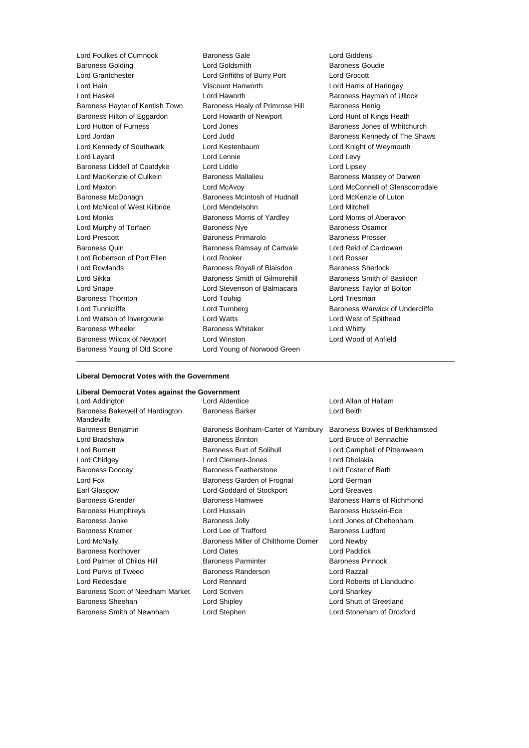Lord Foulkes of Cumnock
Baroness Gale
Lord Giddens
Baroness Golding
Lord Goldsmith
Baroness Goudie
Lord Grantchester
Lord Griffiths of Burry Port
Lord Grocott
Lord Hain
Viscount Hanworth
Lord Harris of Haringey
Lord Haskel
Lord Haworth
Baroness Hayman of Ullock
Baroness Hayter of Kentish Town
Baroness Healy of Primrose Hill
Baroness Henig
Baroness Hilton of Eggardon
Lord Howarth of Newport
Lord Hunt of Kings Heath
Lord Hutton of Furness
Lord Jones
Baroness Jones of Whitchurch
Lord Jordan
Lord Judd
Baroness Kennedy of The Shaws
Lord Kennedy of Southwark
Lord Kestenbaum
Lord Knight of Weymouth
Lord Layard
Lord Lennie
Lord Levy
Baroness Liddell of Coatdyke
Lord Liddle
Lord Lipsey
Lord MacKenzie of Culkein
Baroness Mallalieu
Baroness Massey of Darwen
Lord Maxton
Lord McAvoy
Lord McConnell of Glenscorrodale
Baroness McDonagh
Baroness McIntosh of Hudnall
Lord McKenzie of Luton
Lord McNicol of West Kilbride
Lord Mendelsohn
Lord Mitchell
Lord Monks
Baroness Morris of Yardley
Lord Morris of Aberavon
Lord Murphy of Torfaen
Baroness Nye
Baroness Osamor
Lord Prescott
Baroness Primarolo
Baroness Prosser
Baroness Quin
Baroness Ramsay of Cartvale
Lord Reid of Cardowan
Lord Robertson of Port Ellen
Lord Rooker
Lord Rosser
Lord Rowlands
Baroness Royall of Blaisdon
Baroness Sherlock
Lord Sikka
Baroness Smith of Gilmorehill
Baroness Smith of Basildon
Lord Snape
Lord Stevenson of Balmacara
Baroness Taylor of Bolton
Baroness Thornton
Lord Touhig
Lord Triesman
Lord Tunnicliffe
Lord Turnberg
Baroness Warwick of Undercliffe
Lord Watson of Invergowrie
Lord Watts
Lord West of Spithead
Baroness Wheeler
Baroness Whitaker
Lord Whitty
Baroness Wilcox of Newport
Lord Winston
Lord Wood of Anfield
Baroness Young of Old Scone
Lord Young of Norwood Green

---

**Liberal Democrat Votes with the Government**

**Liberal Democrat Votes against the Government**

Lord Addington
Lord Alderdice
Lord Allan of Hallam
Baroness Bakewell of Hardington Mandeville
Baroness Barker
Lord Beith
Baroness Benjamin
Baroness Bonham-Carter of Yarnbury
Baroness Bowles of Berkhamsted
Lord Bradshaw
Baroness Brinton
Lord Bruce of Bennachie
Lord Burnett
Baroness Burt of Solihull
Lord Campbell of Pittenweem
Lord Chidgey
Lord Clement-Jones
Lord Dholakia
Baroness Doocey
Baroness Featherstone
Lord Foster of Bath
Lord Fox
Baroness Garden of Frognal
Lord German
Earl Glasgow
Lord Goddard of Stockport
Lord Greaves
Baroness Grender
Baroness Hamwee
Baroness Harris of Richmond
Baroness Humphreys
Lord Hussain
Baroness Hussein-Ece
Baroness Janke
Baroness Jolly
Lord Jones of Cheltenham
Baroness Kramer
Lord Lee of Trafford
Baroness Ludford
Lord McNally
Baroness Miller of Chilthorne Domer
Lord Newby
Baroness Northover
Lord Oates
Lord Paddick
Lord Palmer of Childs Hill
Baroness Parminter
Baroness Pinnock
Lord Purvis of Tweed
Baroness Randerson
Lord Razzall
Lord Redesdale
Lord Rennard
Lord Roberts of Llandudno
Baroness Scott of Needham Market
Lord Scriven
Lord Sharkey
Baroness Sheehan
Lord Shipley
Lord Shutt of Greetland
Baroness Smith of Newnham
Lord Stephen
Lord Stoneham of Droxford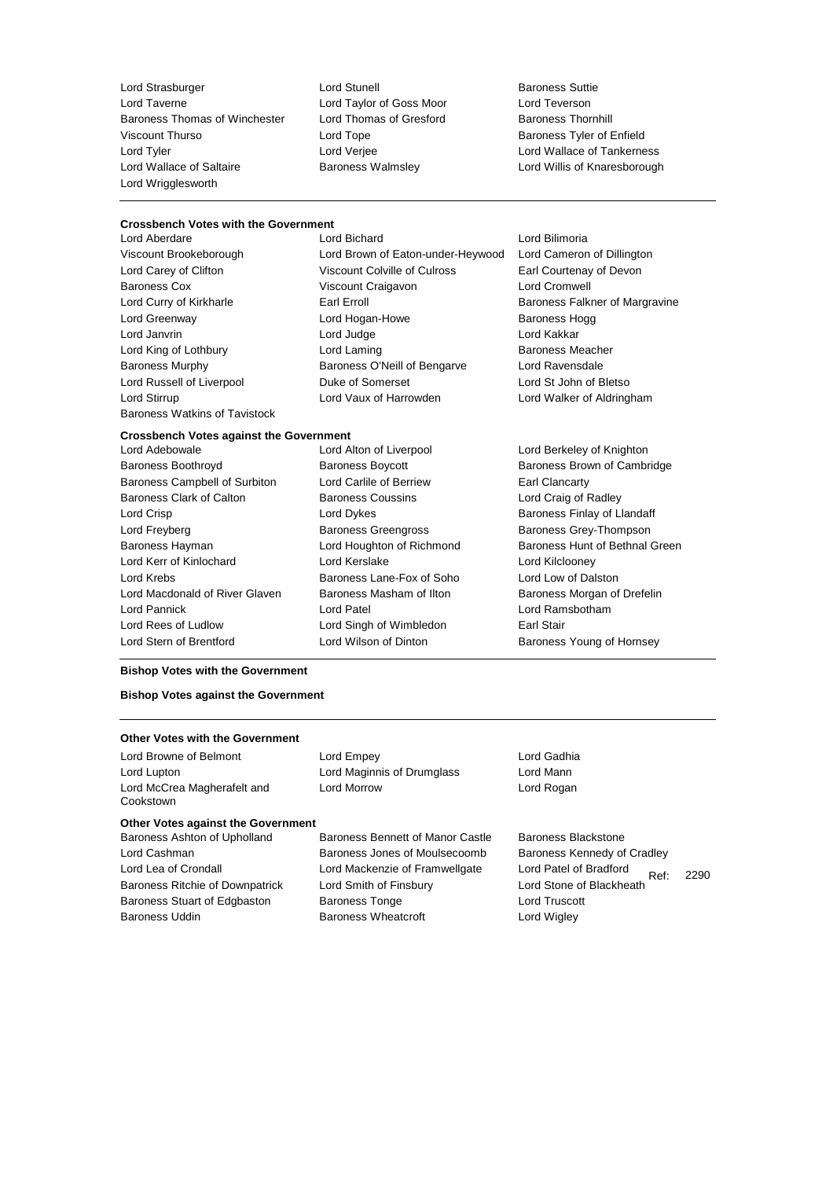Lord Strasburger
Lord Stunell
Baroness Suttie
Lord Taverne
Lord Taylor of Goss Moor
Lord Teverson
Baroness Thomas of Winchester
Lord Thomas of Gresford
Baroness Thornhill
Viscount Thurso
Lord Tope
Baroness Tyler of Enfield
Lord Tyler
Lord Verjee
Lord Wallace of Tankerness
Lord Wallace of Saltaire
Baroness Walmsley
Lord Willis of Knaresborough
Lord Wrigglesworth

---

**Crossbench Votes with the Government**

Lord Aberdare
Lord Bichard
Lord Bilimoria
Viscount Brookeborough
Lord Brown of Eaton-under-Heywood
Lord Cameron of Dillington
Lord Carey of Clifton
Viscount Colville of Culross
Earl Courtenay of Devon
Baroness Cox
Viscount Craigavon
Lord Cromwell
Lord Curry of Kirkharle
Earl Erroll
Baroness Falkner of Margravine
Lord Greenway
Lord Hogan-Howe
Baroness Hogg
Lord Janvrin
Lord Judge
Lord Kakkar
Lord King of Lothbury
Lord Laming
Baroness Meacher
Baroness Murphy
Baroness O'Neill of Bengarve
Lord Ravensdale
Lord Russell of Liverpool
Duke of Somerset
Lord St John of Bletso
Lord Stirrup
Lord Vaux of Harrowden
Lord Walker of Aldringham
Baroness Watkins of Tavistock

**Crossbench Votes against the Government**

Lord Adebowale
Lord Alton of Liverpool
Lord Berkeley of Knighton
Baroness Boothroyd
Baroness Boycott
Baroness Brown of Cambridge
Baroness Campbell of Surbiton
Lord Carlile of Berriew
Earl Clancarty
Baroness Clark of Calton
Baroness Coussins
Lord Craig of Radley
Lord Crisp
Lord Dykes
Baroness Finlay of Llandaff
Lord Freyberg
Baroness Greengross
Baroness Grey-Thompson
Baroness Hayman
Lord Houghton of Richmond
Baroness Hunt of Bethnal Green
Lord Kerr of Kinlochard
Lord Kerslake
Lord Kilclooney
Lord Krebs
Baroness Lane-Fox of Soho
Lord Low of Dalston
Lord Macdonald of River Glaven
Baroness Masham of Ilton
Baroness Morgan of Drefelin
Lord Pannick
Lord Patel
Lord Ramsbotham
Lord Rees of Ludlow
Lord Singh of Wimbledon
Earl Stair
Lord Stern of Brentford
Lord Wilson of Dinton
Baroness Young of Hornsey

---

**Bishop Votes with the Government**

**Bishop Votes against the Government**

---

**Other Votes with the Government**

Lord Browne of Belmont
Lord Empey
Lord Gadhia
Lord Lupton
Lord Maginnis of Drumglass
Lord Mann
Lord McCrea Magherafelt and Cookstown
Lord Morrow
Lord Rogan

**Other Votes against the Government**

Baroness Ashton of Upholland
Baroness Bennett of Manor Castle
Baroness Blackstone
Lord Cashman
Baroness Jones of Moulsecoomb
Baroness Kennedy of Cradley
Lord Lea of Crondall
Lord Mackenzie of Framwellgate
Lord Patel of Bradford
Baroness Ritchie of Downpatrick
Lord Smith of Finsbury
Lord Stone of Blackheath
Baroness Stuart of Edgbaston
Baroness Tonge
Lord Truscott
Baroness Uddin
Baroness Wheatcroft
Lord Wigley

Ref: 2290